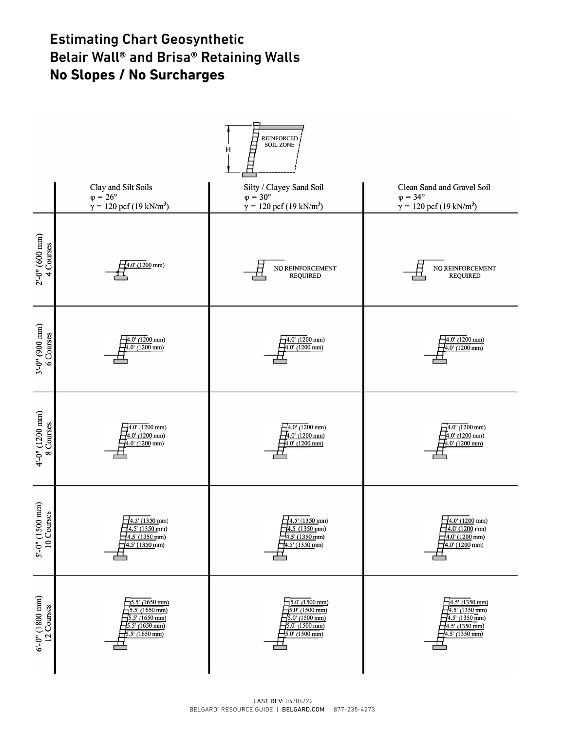# Estimating Chart Geosynthetic
# Belair Wall® and Brisa® Retaining Walls
## No Slopes / No Surcharges

REINFORCED SOIL ZONE

H

| | Clay and Silt Soils $\varphi = 26°$ $\gamma$ = 120 pcf (19 kN/m$^3$) | Silty / Clayey Sand Soil $\varphi = 30°$ $\gamma$ = 120 pcf (19 kN/m$^3$) | Clean Sand and Gravel Soil $\varphi = 34°$ $\gamma$ = 120 pcf (19 kN/m$^3$) |
|---|---|---|---|
| 2'-0" (600 mm) 4 Courses | 4.0' (1200 mm) | NO REINFORCEMENT REQUIRED | NO REINFORCEMENT REQUIRED |
| 3'-0" (900 mm) 6 Courses | 4.0' (1200 mm)<br>4.0' (1200 mm) | 4.0' (1200 mm)<br>4.0' (1200 mm) | 4.0' (1200 mm)<br>4.0' (1200 mm) |
| 4'-0" (1200 mm) 8 Courses | 4.0' (1200 mm)<br>4.0' (1200 mm)<br>4.0' (1200 mm) | 4.0' (1200 mm)<br>4.0' (1200 mm)<br>4.0' (1200 mm) | 4.0' (1200 mm)<br>4.0' (1200 mm)<br>4.0' (1200 mm) |
| 5'-0" (1500 mm) 10 Courses | 4.5' (1350 mm)<br>4.5' (1350 mm)<br>4.5' (1350 mm)<br>4.5' (1350 mm) | 4.5' (1350 mm)<br>4.5' (1350 mm)<br>4.5' (1350 mm)<br>4.5' (1350 mm) | 4.0' (1200 mm)<br>4.0' (1200 mm)<br>4.0' (1200 mm)<br>4.0' (1200 mm) |
| 6'-0" (1800 mm) 12 Courses | 5.5' (1650 mm)<br>5.5' (1650 mm)<br>5.5' (1650 mm)<br>5.5' (1650 mm)<br>5.5' (1650 mm) | 5.0' (1500 mm)<br>5.0' (1500 mm)<br>5.0' (1500 mm)<br>5.0' (1500 mm)<br>5.0' (1500 mm) | 4.5' (1350 mm)<br>4.5' (1350 mm)<br>4.5' (1350 mm)<br>4.5' (1350 mm)<br>4.5' (1350 mm) |

LAST REV: 04/06/22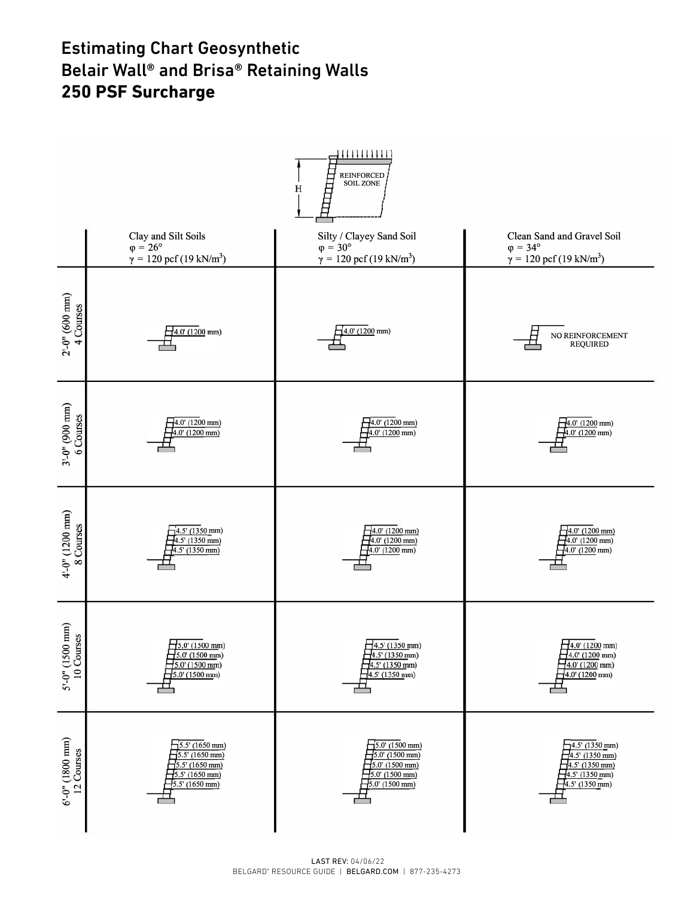# Estimating Chart Geosynthetic Belair Wall® and Brisa® Retaining Walls
## 250 PSF Surcharge

REINFORCED SOIL ZONE

H

| | Clay and Silt Soils $\varphi = 26°$ $\gamma = 120$ pcf (19 kN/m$^3$) | Silty / Clayey Sand Soil $\varphi = 30°$ $\gamma = 120$ pcf (19 kN/m$^3$) | Clean Sand and Gravel Soil $\varphi = 34°$ $\gamma = 120$ pcf (19 kN/m$^3$) |
|---|---|---|---|
| 2'-0" (600 mm) 4 Courses | 4.0' (1200 mm) | 4.0' (1200 mm) | NO REINFORCEMENT REQUIRED |
| 3'-0" (900 mm) 6 Courses | 4.0' (1200 mm)<br>4.0' (1200 mm) | 4.0' (1200 mm)<br>4.0' (1200 mm) | 4.0' (1200 mm)<br>4.0' (1200 mm) |
| 4'-0" (1200 mm) 8 Courses | 4.5' (1350 mm)<br>4.5' (1350 mm)<br>4.5' (1350 mm) | 4.0' (1200 mm)<br>4.0' (1200 mm)<br>4.0' (1200 mm) | 4.0' (1200 mm)<br>4.0' (1200 mm)<br>4.0' (1200 mm) |
| 5'-0" (1500 mm) 10 Courses | 5.0' (1500 mm)<br>5.0' (1500 mm)<br>5.0' (1500 mm)<br>5.0' (1500 mm) | 4.5' (1350 mm)<br>4.5' (1350 mm)<br>4.5' (1350 mm)<br>4.5' (1350 mm) | 4.0' (1200 mm)<br>4.0' (1200 mm)<br>4.0' (1200 mm)<br>4.0' (1200 mm) |
| 6'-0" (1800 mm) 12 Courses | 5.5' (1650 mm)<br>5.5' (1650 mm)<br>5.5' (1650 mm)<br>5.5' (1650 mm)<br>5.5' (1650 mm) | 5.0' (1500 mm)<br>5.0' (1500 mm)<br>5.0' (1500 mm)<br>5.0' (1500 mm)<br>5.0' (1500 mm) | 4.5' (1350 mm)<br>4.5' (1350 mm)<br>4.5' (1350 mm)<br>4.5' (1350 mm)<br>4.5' (1350 mm) |

LAST REV: 04/06/22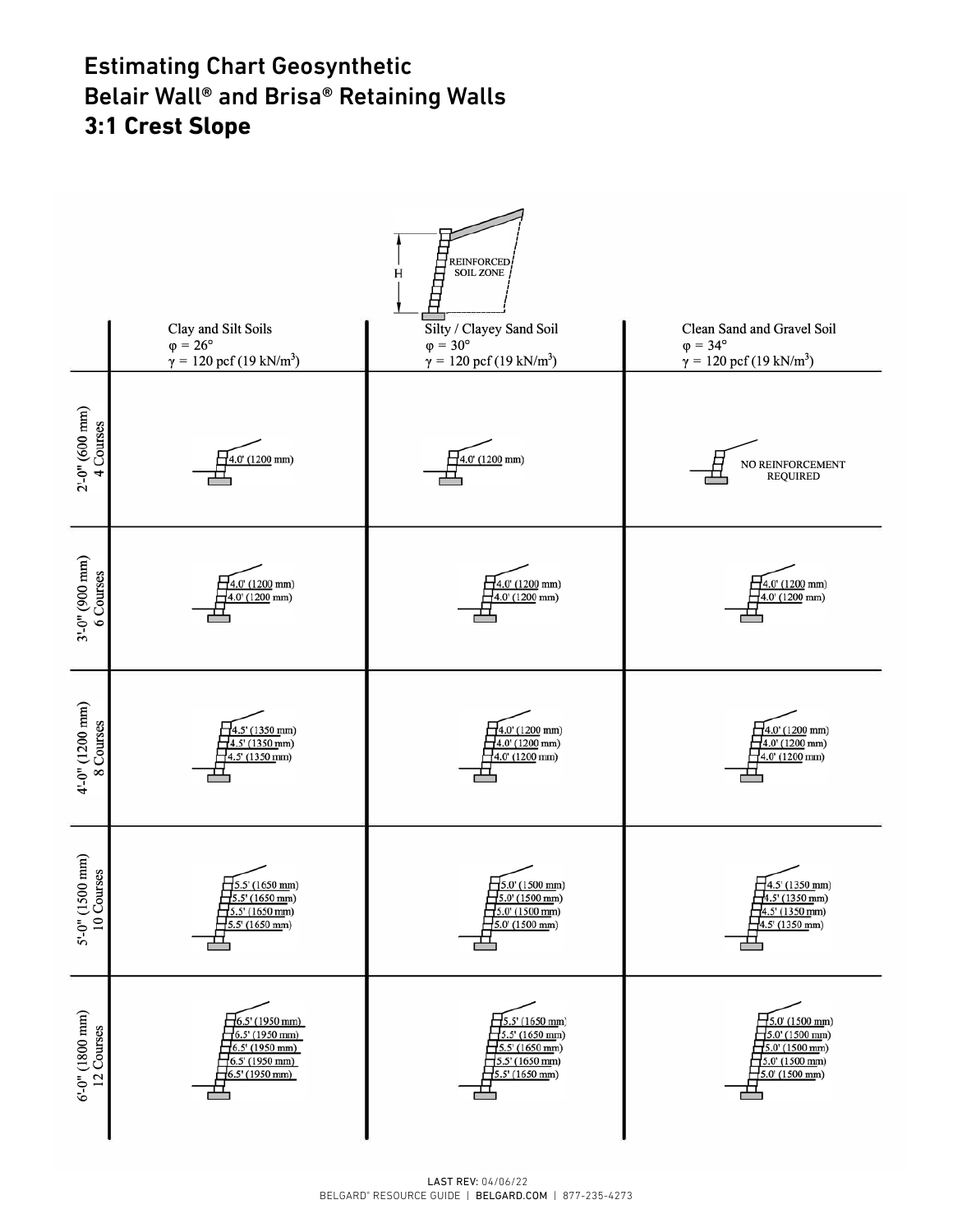# Estimating Chart Geosynthetic
# Belair Wall® and Brisa® Retaining Walls
# **3:1 Crest Slope**

H — REINFORCED SOIL ZONE

| | Clay and Silt Soils<br>$\varphi = 26°$<br>$\gamma = 120$ pcf (19 kN/m$^3$) | Silty / Clayey Sand Soil<br>$\varphi = 30°$<br>$\gamma = 120$ pcf (19 kN/m$^3$) | Clean Sand and Gravel Soil<br>$\varphi = 34°$<br>$\gamma = 120$ pcf (19 kN/m$^3$) |
|---|---|---|---|
| 2'-0" (600 mm)<br>4 Courses | 4.0' (1200 mm) | 4.0' (1200 mm) | NO REINFORCEMENT REQUIRED |
| 3'-0" (900 mm)<br>6 Courses | 4.0' (1200 mm)<br>4.0' (1200 mm) | 4.0' (1200 mm)<br>4.0' (1200 mm) | 4.0' (1200 mm)<br>4.0' (1200 mm) |
| 4'-0" (1200 mm)<br>8 Courses | 4.5' (1350 mm)<br>4.5' (1350 mm)<br>4.5' (1350 mm) | 4.0' (1200 mm)<br>4.0' (1200 mm)<br>4.0' (1200 mm) | 4.0' (1200 mm)<br>4.0' (1200 mm)<br>4.0' (1200 mm) |
| 5'-0" (1500 mm)<br>10 Courses | 5.5' (1650 mm)<br>5.5' (1650 mm)<br>5.5' (1650 mm)<br>5.5' (1650 mm) | 5.0' (1500 mm)<br>5.0' (1500 mm)<br>5.0' (1500 mm)<br>5.0' (1500 mm) | 4.5' (1350 mm)<br>4.5' (1350 mm)<br>4.5' (1350 mm)<br>4.5' (1350 mm) |
| 6'-0" (1800 mm)<br>12 Courses | 6.5' (1950 mm)<br>6.5' (1950 mm)<br>6.5' (1950 mm)<br>6.5' (1950 mm)<br>6.5' (1950 mm) | 5.5' (1650 mm)<br>5.5' (1650 mm)<br>5.5' (1650 mm)<br>5.5' (1650 mm)<br>5.5' (1650 mm) | 5.0' (1500 mm)<br>5.0' (1500 mm)<br>5.0' (1500 mm)<br>5.0' (1500 mm)<br>5.0' (1500 mm) |

LAST REV: 04/06/22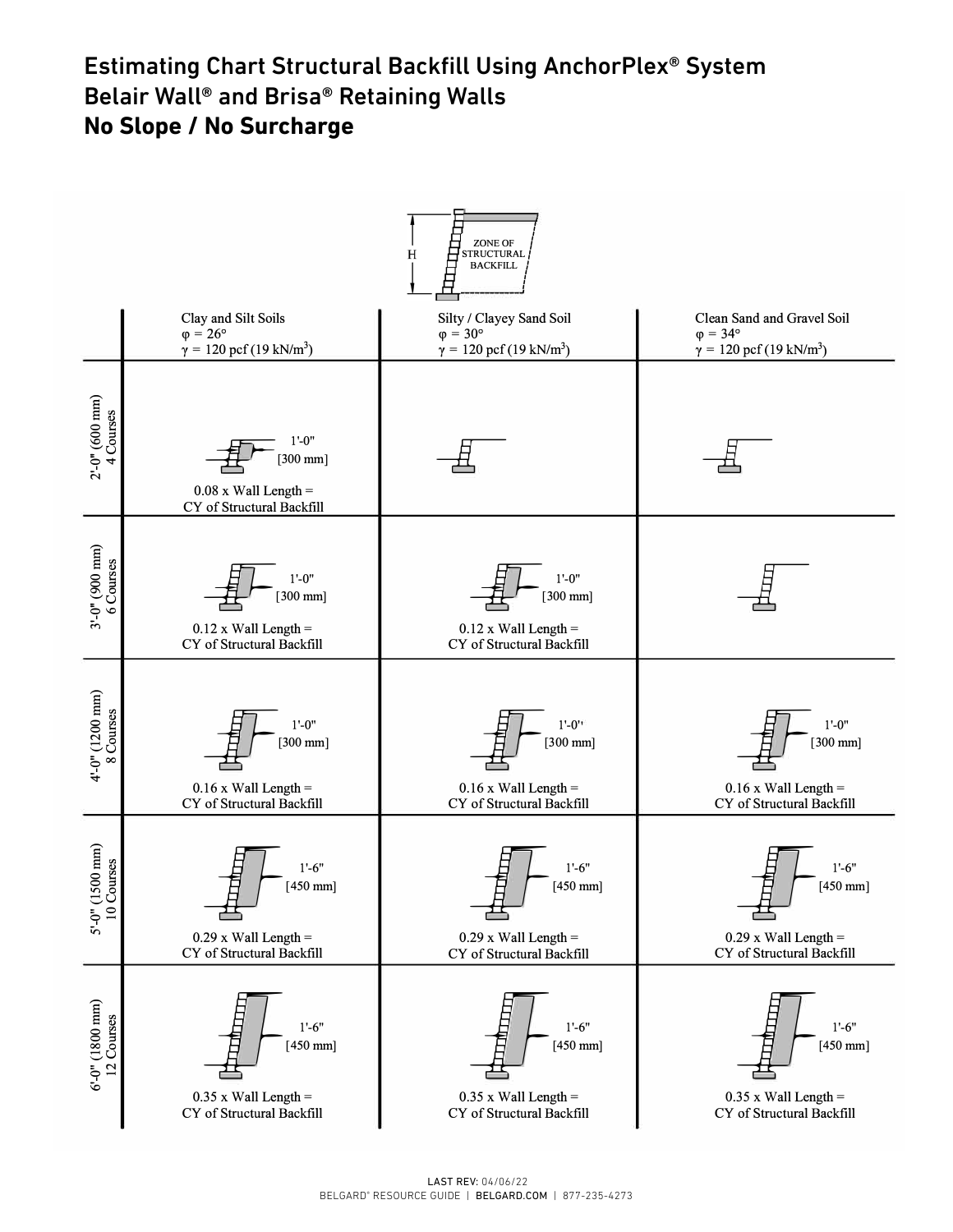# Estimating Chart Structural Backfill Using AnchorPlex® System
## Belair Wall® and Brisa® Retaining Walls
## **No Slope / No Surcharge**

H — ZONE OF STRUCTURAL BACKFILL

| | Clay and Silt Soils<br>$\varphi = 26°$<br>$\gamma = 120$ pcf (19 kN/m$^3$) | Silty / Clayey Sand Soil<br>$\varphi = 30°$<br>$\gamma = 120$ pcf (19 kN/m$^3$) | Clean Sand and Gravel Soil<br>$\varphi = 34°$<br>$\gamma = 120$ pcf (19 kN/m$^3$) |
|---|---|---|---|
| 2'-0" (600 mm)<br>4 Courses | 1'-0" [300 mm]<br>0.08 x Wall Length = CY of Structural Backfill | | |
| 3'-0" (900 mm)<br>6 Courses | 1'-0" [300 mm]<br>0.12 x Wall Length = CY of Structural Backfill | 1'-0" [300 mm]<br>0.12 x Wall Length = CY of Structural Backfill | |
| 4'-0" (1200 mm)<br>8 Courses | 1'-0" [300 mm]<br>0.16 x Wall Length = CY of Structural Backfill | 1'-0" [300 mm]<br>0.16 x Wall Length = CY of Structural Backfill | 1'-0" [300 mm]<br>0.16 x Wall Length = CY of Structural Backfill |
| 5'-0" (1500 mm)<br>10 Courses | 1'-6" [450 mm]<br>0.29 x Wall Length = CY of Structural Backfill | 1'-6" [450 mm]<br>0.29 x Wall Length = CY of Structural Backfill | 1'-6" [450 mm]<br>0.29 x Wall Length = CY of Structural Backfill |
| 6'-0" (1800 mm)<br>12 Courses | 1'-6" [450 mm]<br>0.35 x Wall Length = CY of Structural Backfill | 1'-6" [450 mm]<br>0.35 x Wall Length = CY of Structural Backfill | 1'-6" [450 mm]<br>0.35 x Wall Length = CY of Structural Backfill |

LAST REV: 04/06/22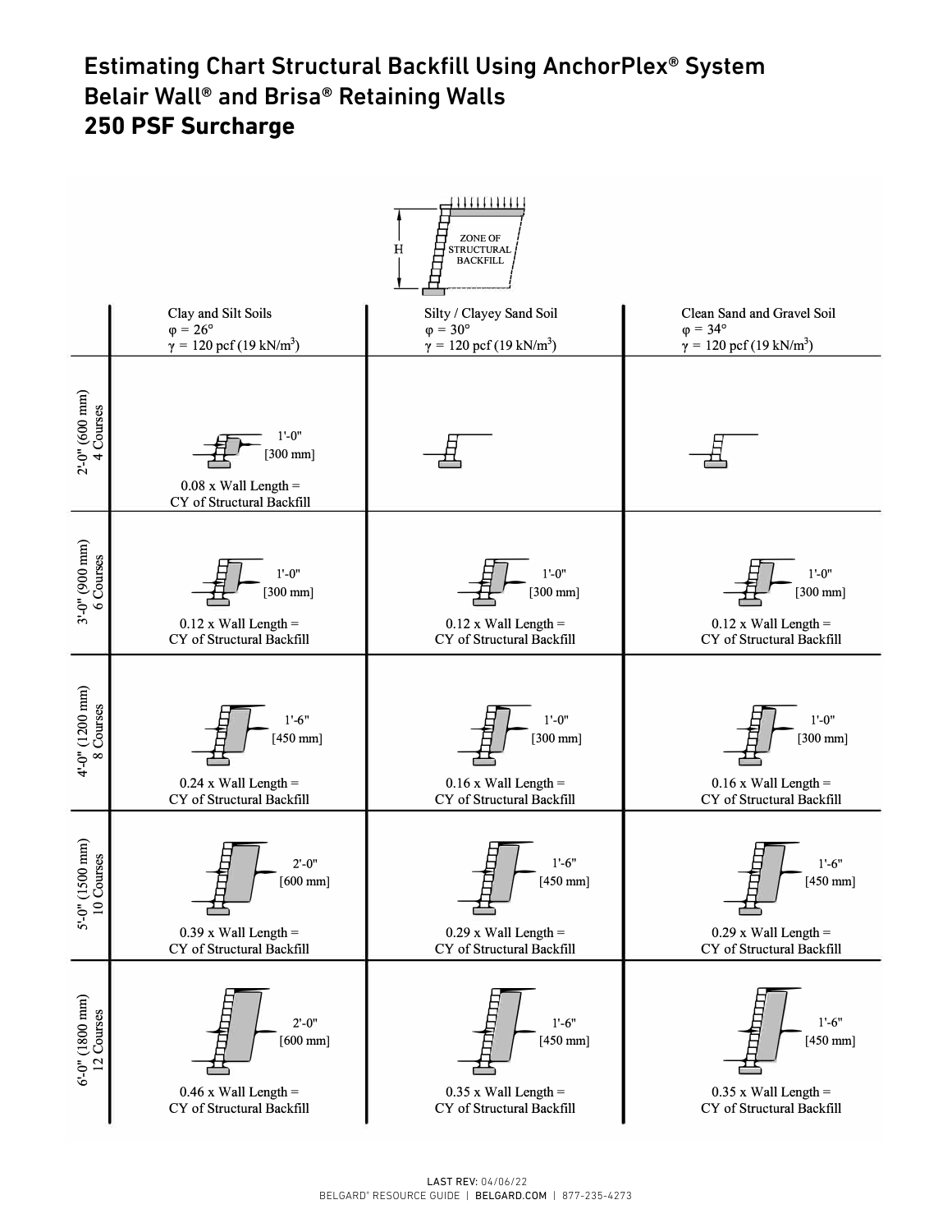# Estimating Chart Structural Backfill Using AnchorPlex® System Belair Wall® and Brisa® Retaining Walls

## 250 PSF Surcharge

ZONE OF STRUCTURAL BACKFILL

H

| | Clay and Silt Soils<br>φ = 26°<br>γ = 120 pcf (19 kN/m³) | Silty / Clayey Sand Soil<br>φ = 30°<br>γ = 120 pcf (19 kN/m³) | Clean Sand and Gravel Soil<br>φ = 34°<br>γ = 120 pcf (19 kN/m³) |
|---|---|---|---|
| 2'-0" (600 mm) 4 Courses | 1'-0" [300 mm]<br>0.08 x Wall Length = CY of Structural Backfill | | |
| 3'-0" (900 mm) 6 Courses | 1'-0" [300 mm]<br>0.12 x Wall Length = CY of Structural Backfill | 1'-0" [300 mm]<br>0.12 x Wall Length = CY of Structural Backfill | 1'-0" [300 mm]<br>0.12 x Wall Length = CY of Structural Backfill |
| 4'-0" (1200 mm) 8 Courses | 1'-6" [450 mm]<br>0.24 x Wall Length = CY of Structural Backfill | 1'-0" [300 mm]<br>0.16 x Wall Length = CY of Structural Backfill | 1'-0" [300 mm]<br>0.16 x Wall Length = CY of Structural Backfill |
| 5'-0" (1500 mm) 10 Courses | 2'-0" [600 mm]<br>0.39 x Wall Length = CY of Structural Backfill | 1'-6" [450 mm]<br>0.29 x Wall Length = CY of Structural Backfill | 1'-6" [450 mm]<br>0.29 x Wall Length = CY of Structural Backfill |
| 6'-0" (1800 mm) 12 Courses | 2'-0" [600 mm]<br>0.46 x Wall Length = CY of Structural Backfill | 1'-6" [450 mm]<br>0.35 x Wall Length = CY of Structural Backfill | 1'-6" [450 mm]<br>0.35 x Wall Length = CY of Structural Backfill |

LAST REV: 04/06/22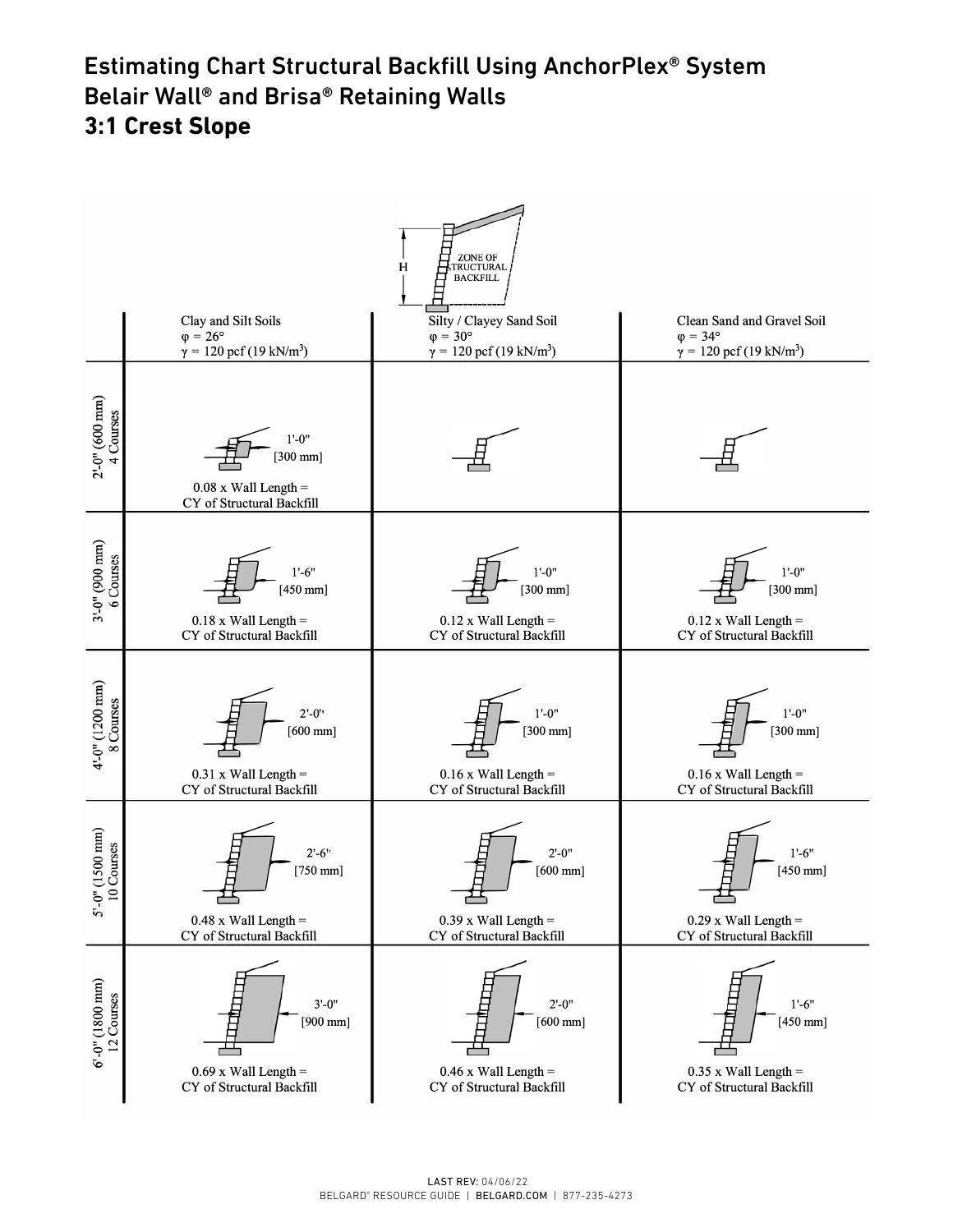# Estimating Chart Structural Backfill Using AnchorPlex® System Belair Wall® and Brisa® Retaining Walls

## 3:1 Crest Slope

H

ZONE OF STRUCTURAL BACKFILL

| | Clay and Silt Soils<br>φ = 26°<br>γ = 120 pcf (19 kN/m³) | Silty / Clayey Sand Soil<br>φ = 30°<br>γ = 120 pcf (19 kN/m³) | Clean Sand and Gravel Soil<br>φ = 34°<br>γ = 120 pcf (19 kN/m³) |
|---|---|---|---|
| 2'-0" (600 mm)<br>4 Courses | 1'-0" [300 mm]<br>0.08 x Wall Length = CY of Structural Backfill | | |
| 3'-0" (900 mm)<br>6 Courses | 1'-6" [450 mm]<br>0.18 x Wall Length = CY of Structural Backfill | 1'-0" [300 mm]<br>0.12 x Wall Length = CY of Structural Backfill | 1'-0" [300 mm]<br>0.12 x Wall Length = CY of Structural Backfill |
| 4'-0" (1200 mm)<br>8 Courses | 2'-0" [600 mm]<br>0.31 x Wall Length = CY of Structural Backfill | 1'-0" [300 mm]<br>0.16 x Wall Length = CY of Structural Backfill | 1'-0" [300 mm]<br>0.16 x Wall Length = CY of Structural Backfill |
| 5'-0" (1500 mm)<br>10 Courses | 2'-6" [750 mm]<br>0.48 x Wall Length = CY of Structural Backfill | 2'-0" [600 mm]<br>0.39 x Wall Length = CY of Structural Backfill | 1'-6" [450 mm]<br>0.29 x Wall Length = CY of Structural Backfill |
| 6'-0" (1800 mm)<br>12 Courses | 3'-0" [900 mm]<br>0.69 x Wall Length = CY of Structural Backfill | 2'-0" [600 mm]<br>0.46 x Wall Length = CY of Structural Backfill | 1'-6" [450 mm]<br>0.35 x Wall Length = CY of Structural Backfill |

LAST REV: 04/06/22